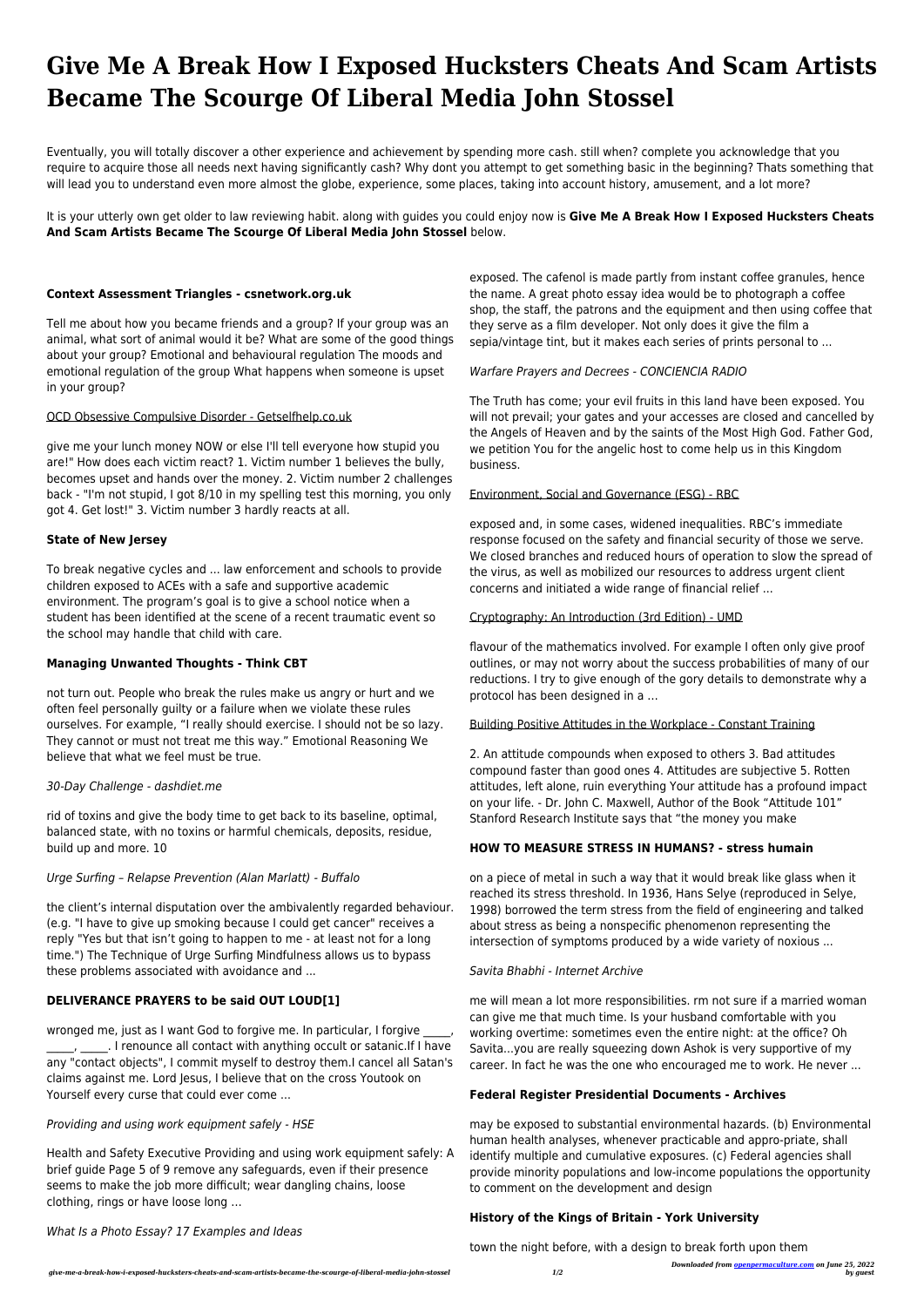# Give Me A Break How I Exposed Hucksters Cheats And Scam Artists Became The Scourge Of Liberal Media John Stossel

Eventually, you will totally discover a other experience and achievement by spending more cash. still when? complete you acknowledge that you require to acquire those all needs next having significantly cash? Why dont you attempt to get something basic in the beginning? Thats something that will lead you to understand even more almost the globe, experience, some places, taking into account history, amusement, and a lot more?

It is your utterly own get older to law reviewing habit. along with guides you could enjoy now is **Give Me A Break How I Exposed Hucksters Cheats And Scam Artists Became The Scourge Of Liberal Media John Stossel** below.

### Context Assessment Triangles - csnetwork.org.uk

Tell me about how you became friends and a group? If your group was an animal, what sort of animal would it be? What are some of the good things about your group? Emotional and behavioural regulation The moods and emotional regulation of the group What happens when someone is upset in your group?

OCD Obsessive Compulsive Disorder - Getselfhelp.co.uk

give me your lunch money NOW or else I'll tell everyone how stupid you are!" How does each victim react? 1. Victim number 1 believes the bully, becomes upset and hands over the money. 2. Victim number 2 challenges back - "I'm not stupid, I got 8/10 in my spelling test this morning, you only got 4. Get lost!" 3. Victim number 3 hardly reacts at all.

### State of New Jersey

To break negative cycles and ... law enforcement and schools to provide children exposed to ACEs with a safe and supportive academic environment. The program's goal is to give a school notice when a student has been identified at the scene of a recent traumatic event so the school may handle that child with care.

### Managing Unwanted Thoughts - Think CBT

not turn out. People who break the rules make us angry or hurt and we often feel personally guilty or a failure when we violate these rules ourselves. For example, "I really should exercise. I should not be so lazy. They cannot or must not treat me this way." Emotional Reasoning We believe that what we feel must be true.

*30-Day Challenge - dashdiet.me*

rid of toxins and give the body time to get back to its baseline, optimal, balanced state, with no toxins or harmful chemicals, deposits, residue, build up and more. 10

*Urge Surfing – Relapse Prevention (Alan Marlatt) - Buffalo*

the client's internal disputation over the ambivalently regarded behaviour. (e.g. "I have to give up smoking because I could get cancer" receives a reply "Yes but that isn't going to happen to me - at least not for a long time.") The Technique of Urge Surfing Mindfulness allows us to bypass these problems associated with avoidance and ...

### DELIVERANCE PRAYERS to be said OUT LOUD[1]

wronged me, just as I want God to forgive me. In particular, I forgive _____, _____, _____. I renounce all contact with anything occult or satanic.If I have any "contact objects", I commit myself to destroy them.I cancel all Satan's claims against me. Lord Jesus, I believe that on the cross Youtook on Yourself every curse that could ever come ...

*Providing and using work equipment safely - HSE*

Health and Safety Executive Providing and using work equipment safely: A brief guide Page 5 of 9 remove any safeguards, even if their presence seems to make the job more difficult; wear dangling chains, loose clothing, rings or have loose long …

*What Is a Photo Essay? 17 Examples and Ideas*

exposed. The cafenol is made partly from instant coffee granules, hence the name. A great photo essay idea would be to photograph a coffee shop, the staff, the patrons and the equipment and then using coffee that they serve as a film developer. Not only does it give the film a sepia/vintage tint, but it makes each series of prints personal to ...

*Warfare Prayers and Decrees - CONCIENCIA RADIO*

The Truth has come; your evil fruits in this land have been exposed. You will not prevail; your gates and your accesses are closed and cancelled by the Angels of Heaven and by the saints of the Most High God. Father God, we petition You for the angelic host to come help us in this Kingdom business.

Environment, Social and Governance (ESG) - RBC

exposed and, in some cases, widened inequalities. RBC's immediate response focused on the safety and financial security of those we serve. We closed branches and reduced hours of operation to slow the spread of the virus, as well as mobilized our resources to address urgent client concerns and initiated a wide range of financial relief ...

Cryptography: An Introduction (3rd Edition) - UMD

flavour of the mathematics involved. For example I often only give proof outlines, or may not worry about the success probabilities of many of our reductions. I try to give enough of the gory details to demonstrate why a protocol has been designed in a …

Building Positive Attitudes in the Workplace - Constant Training

2. An attitude compounds when exposed to others 3. Bad attitudes compound faster than good ones 4. Attitudes are subjective 5. Rotten attitudes, left alone, ruin everything Your attitude has a profound impact on your life. - Dr. John C. Maxwell, Author of the Book "Attitude 101" Stanford Research Institute says that "the money you make

### HOW TO MEASURE STRESS IN HUMANS? - stress humain

on a piece of metal in such a way that it would break like glass when it reached its stress threshold. In 1936, Hans Selye (reproduced in Selye, 1998) borrowed the term stress from the field of engineering and talked about stress as being a nonspecific phenomenon representing the intersection of symptoms produced by a wide variety of noxious ...

*Savita Bhabhi - Internet Archive*

me will mean a lot more responsibilities. rm not sure if a married woman can give me that much time. Is your husband comfortable with you working overtime: sometimes even the entire night: at the office? Oh Savita...you are really squeezing down Ashok is very supportive of my career. In fact he was the one who encouraged me to work. He never ...

### Federal Register Presidential Documents - Archives

may be exposed to substantial environmental hazards. (b) Environmental human health analyses, whenever practicable and appro-priate, shall identify multiple and cumulative exposures. (c) Federal agencies shall provide minority populations and low-income populations the opportunity to comment on the development and design

### History of the Kings of Britain - York University

town the night before, with a design to break forth upon them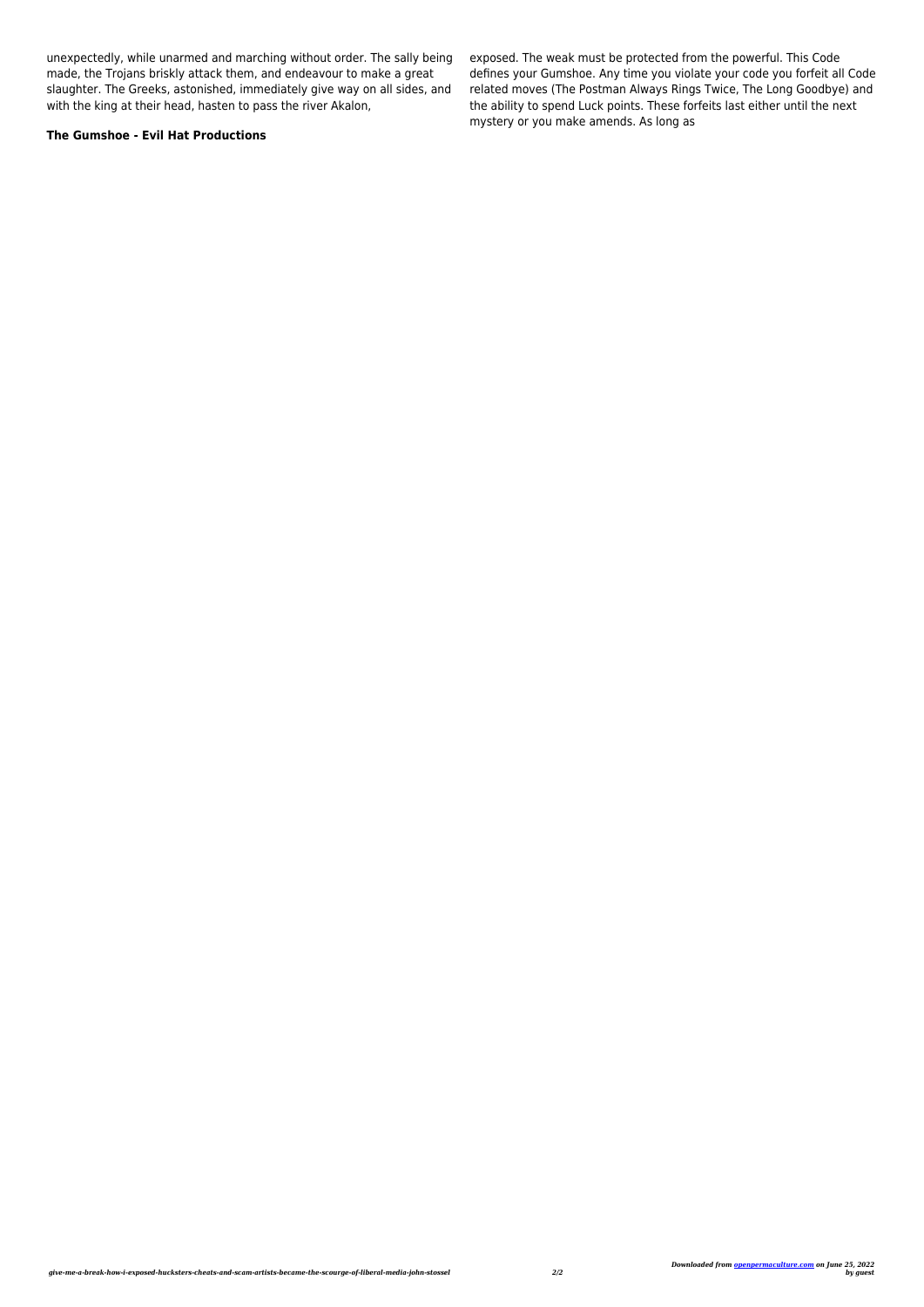unexpectedly, while unarmed and marching without order. The sally being made, the Trojans briskly attack them, and endeavour to make a great slaughter. The Greeks, astonished, immediately give way on all sides, and with the king at their head, hasten to pass the river Akalon,

**The Gumshoe - Evil Hat Productions**

exposed. The weak must be protected from the powerful. This Code defines your Gumshoe. Any time you violate your code you forfeit all Code related moves (The Postman Always Rings Twice, The Long Goodbye) and the ability to spend Luck points. These forfeits last either until the next mystery or you make amends. As long as